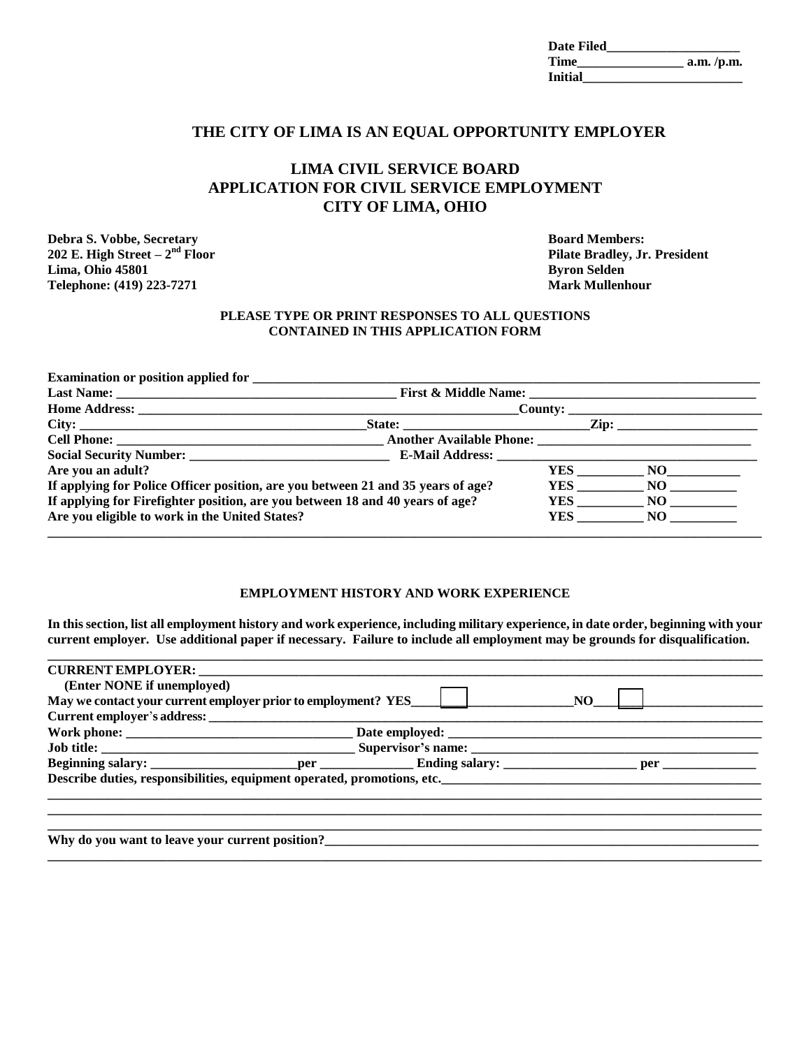Date Filed____________________
Time________________ a.m. /p.m.
Initial________________________

## THE CITY OF LIMA IS AN EQUAL OPPORTUNITY EMPLOYER

# LIMA CIVIL SERVICE BOARD
# APPLICATION FOR CIVIL SERVICE EMPLOYMENT
# CITY OF LIMA, OHIO

**Debra S. Vobbe, Secretary**
**202 E. High Street – 2nd Floor**
**Lima, Ohio 45801**
**Telephone: (419) 223-7271**

**Board Members:**
**Pilate Bradley, Jr. President**
**Byron Selden**
**Mark Mullenhour**

**PLEASE TYPE OR PRINT RESPONSES TO ALL QUESTIONS CONTAINED IN THIS APPLICATION FORM**

**Examination or position applied for** ____________________

**Last Name:** ____________________ **First & Middle Name:** ____________________

**Home Address:** ____________________ **County:** ____________________

**City:** ____________________ **State:** ____________________ **Zip:** ____________________

**Cell Phone:** ____________________ **Another Available Phone:** ____________________

**Social Security Number:** ____________________ **E-Mail Address:** ____________________

**Are you an adult?** YES __________ NO__________

**If applying for Police Officer position, are you between 21 and 35 years of age?** YES __________ NO __________

**If applying for Firefighter position, are you between 18 and 40 years of age?** YES __________ NO __________

**Are you eligible to work in the United States?** YES __________ NO __________

### EMPLOYMENT HISTORY AND WORK EXPERIENCE

**In this section, list all employment history and work experience, including military experience, in date order, beginning with your current employer. Use additional paper if necessary. Failure to include all employment may be grounds for disqualification.**

**CURRENT EMPLOYER:** ____________________
**(Enter NONE if unemployed)**

**May we contact your current employer prior to employment? YES** ☐ **NO** ☐

**Current employer's address:** ____________________

**Work phone:** ____________________ **Date employed:** ____________________

**Job title:** ____________________ **Supervisor's name:** ____________________

**Beginning salary:** ____________ **per** ____________ **Ending salary:** ____________ **per** ____________

**Describe duties, responsibilities, equipment operated, promotions, etc.** ____________________

____________________

____________________

____________________

**Why do you want to leave your current position?** ____________________

____________________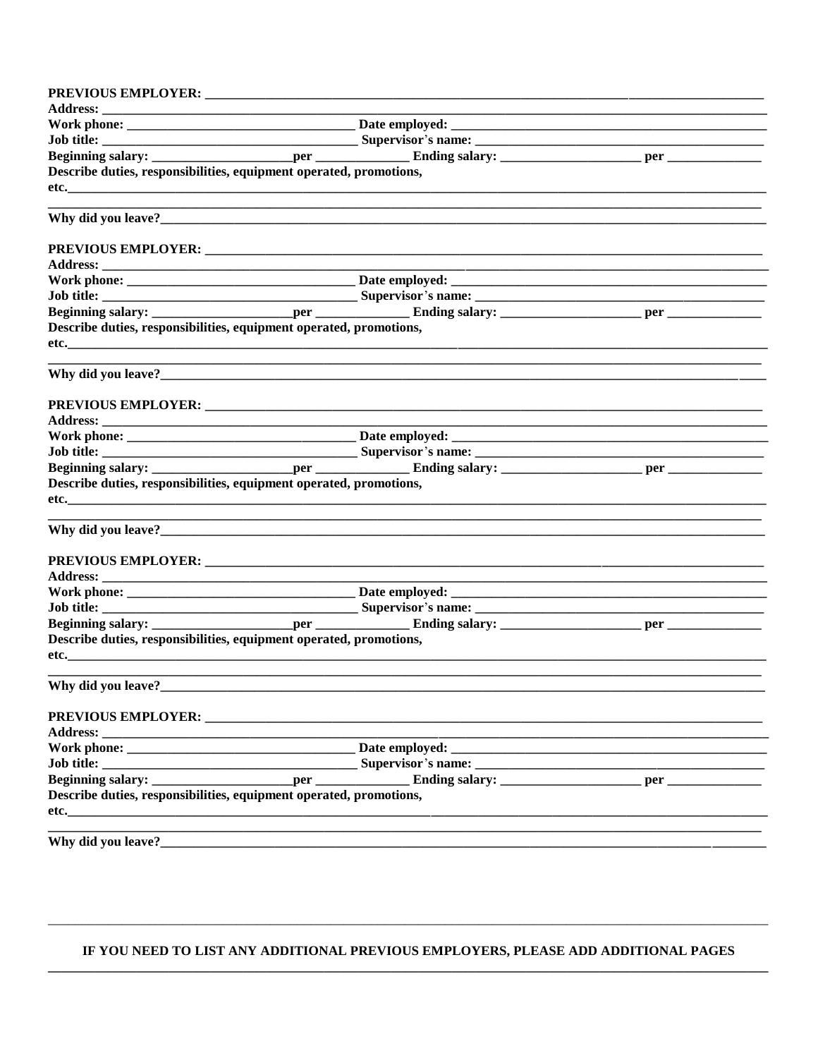**PREVIOUS EMPLOYER:** ______________________________________________

**Address:** ______________________________________________

**Work phone:** ____________________ **Date employed:** ____________________

**Job title:** ____________________ **Supervisor's name:** ____________________

**Beginning salary:** __________ **per** __________ **Ending salary:** __________ **per** __________

**Describe duties, responsibilities, equipment operated, promotions, etc.** ______________________________________________

______________________________________________

**Why did you leave?** ______________________________________________

**PREVIOUS EMPLOYER:** ______________________________________________

**Address:** ______________________________________________

**Work phone:** ____________________ **Date employed:** ____________________

**Job title:** ____________________ **Supervisor's name:** ____________________

**Beginning salary:** __________ **per** __________ **Ending salary:** __________ **per** __________

**Describe duties, responsibilities, equipment operated, promotions, etc.** ______________________________________________

______________________________________________

**Why did you leave?** ______________________________________________

**PREVIOUS EMPLOYER:** ______________________________________________

**Address:** ______________________________________________

**Work phone:** ____________________ **Date employed:** ____________________

**Job title:** ____________________ **Supervisor's name:** ____________________

**Beginning salary:** __________ **per** __________ **Ending salary:** __________ **per** __________

**Describe duties, responsibilities, equipment operated, promotions, etc.** ______________________________________________

______________________________________________

**Why did you leave?** ______________________________________________

**PREVIOUS EMPLOYER:** ______________________________________________

**Address:** ______________________________________________

**Work phone:** ____________________ **Date employed:** ____________________

**Job title:** ____________________ **Supervisor's name:** ____________________

**Beginning salary:** __________ **per** __________ **Ending salary:** __________ **per** __________

**Describe duties, responsibilities, equipment operated, promotions, etc.** ______________________________________________

______________________________________________

**Why did you leave?** ______________________________________________

**PREVIOUS EMPLOYER:** ______________________________________________

**Address:** ______________________________________________

**Work phone:** ____________________ **Date employed:** ____________________

**Job title:** ____________________ **Supervisor's name:** ____________________

**Beginning salary:** __________ **per** __________ **Ending salary:** __________ **per** __________

**Describe duties, responsibilities, equipment operated, promotions, etc.** ______________________________________________

______________________________________________

**Why did you leave?** ______________________________________________

---

**IF YOU NEED TO LIST ANY ADDITIONAL PREVIOUS EMPLOYERS, PLEASE ADD ADDITIONAL PAGES**

---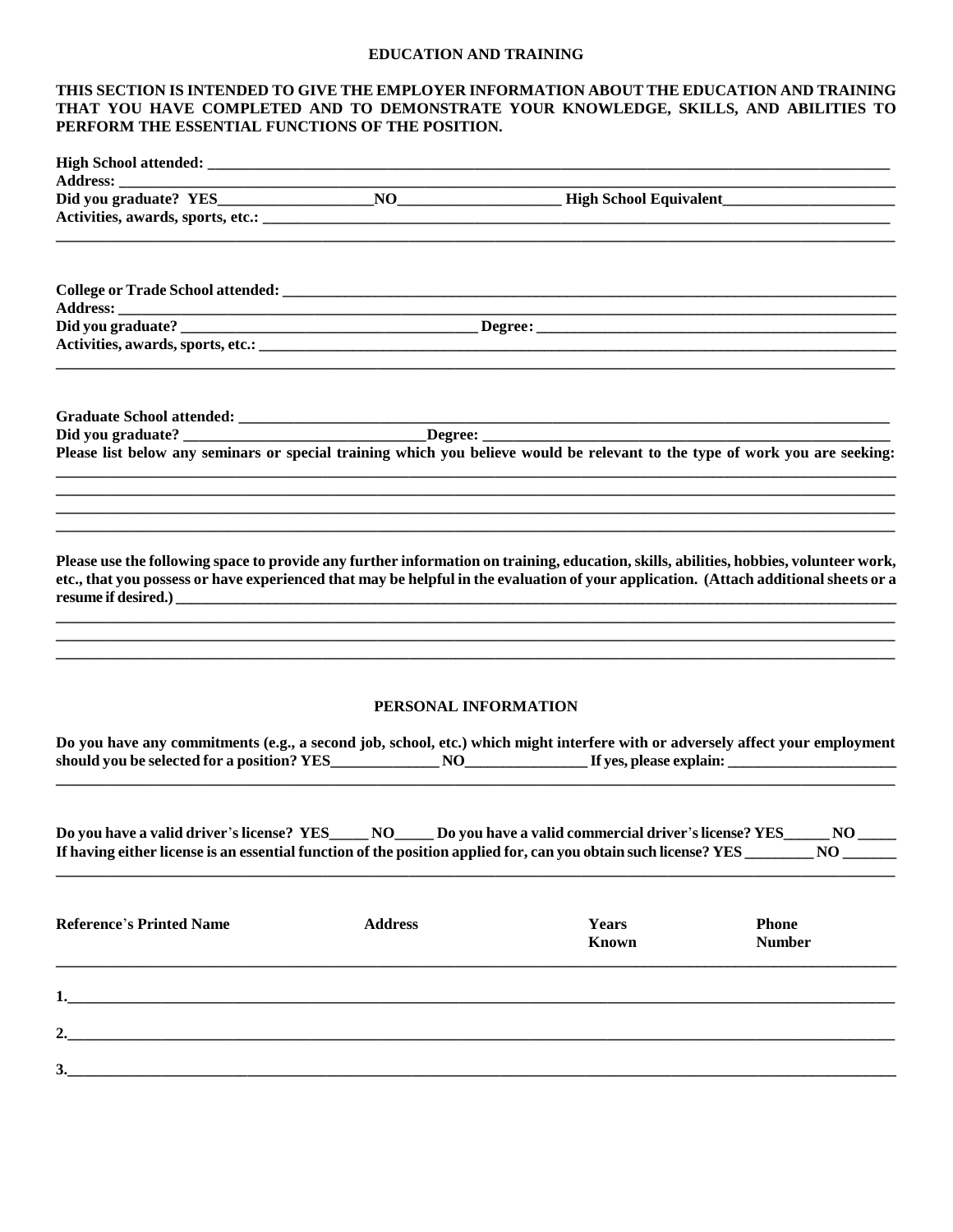## EDUCATION AND TRAINING

**THIS SECTION IS INTENDED TO GIVE THE EMPLOYER INFORMATION ABOUT THE EDUCATION AND TRAINING THAT YOU HAVE COMPLETED AND TO DEMONSTRATE YOUR KNOWLEDGE, SKILLS, AND ABILITIES TO PERFORM THE ESSENTIAL FUNCTIONS OF THE POSITION.**

**High School attended:** ___________________________________________

**Address:** ___________________________________________

**Did you graduate? YES**__________ **NO**__________ **High School Equivalent**__________

**Activities, awards, sports, etc.:** ___________________________________________

___________________________________________

**College or Trade School attended:** ___________________________________________

**Address:** ___________________________________________

**Did you graduate?** __________________ **Degree:** __________________

**Activities, awards, sports, etc.:** ___________________________________________

___________________________________________

**Graduate School attended:** ___________________________________________

**Did you graduate?** __________________ **Degree:** __________________

**Please list below any seminars or special training which you believe would be relevant to the type of work you are seeking:**

___________________________________________

___________________________________________

___________________________________________

___________________________________________

**Please use the following space to provide any further information on training, education, skills, abilities, hobbies, volunteer work, etc., that you possess or have experienced that may be helpful in the evaluation of your application. (Attach additional sheets or a resume if desired.)** ___________________________________________

___________________________________________

___________________________________________

___________________________________________

## PERSONAL INFORMATION

**Do you have any commitments (e.g., a second job, school, etc.) which might interfere with or adversely affect your employment should you be selected for a position? YES**__________ **NO**__________ **If yes, please explain:** __________

___________________________________________

**Do you have a valid driver's license? YES**_____ **NO**_____ **Do you have a valid commercial driver's license? YES**_____ **NO** _____

**If having either license is an essential function of the position applied for, can you obtain such license? YES** _______ **NO** _______

___________________________________________

| Reference's Printed Name | Address | Years Known | Phone Number |
|---|---|---|---|
| 1. | | | |
| 2. | | | |
| 3. | | | |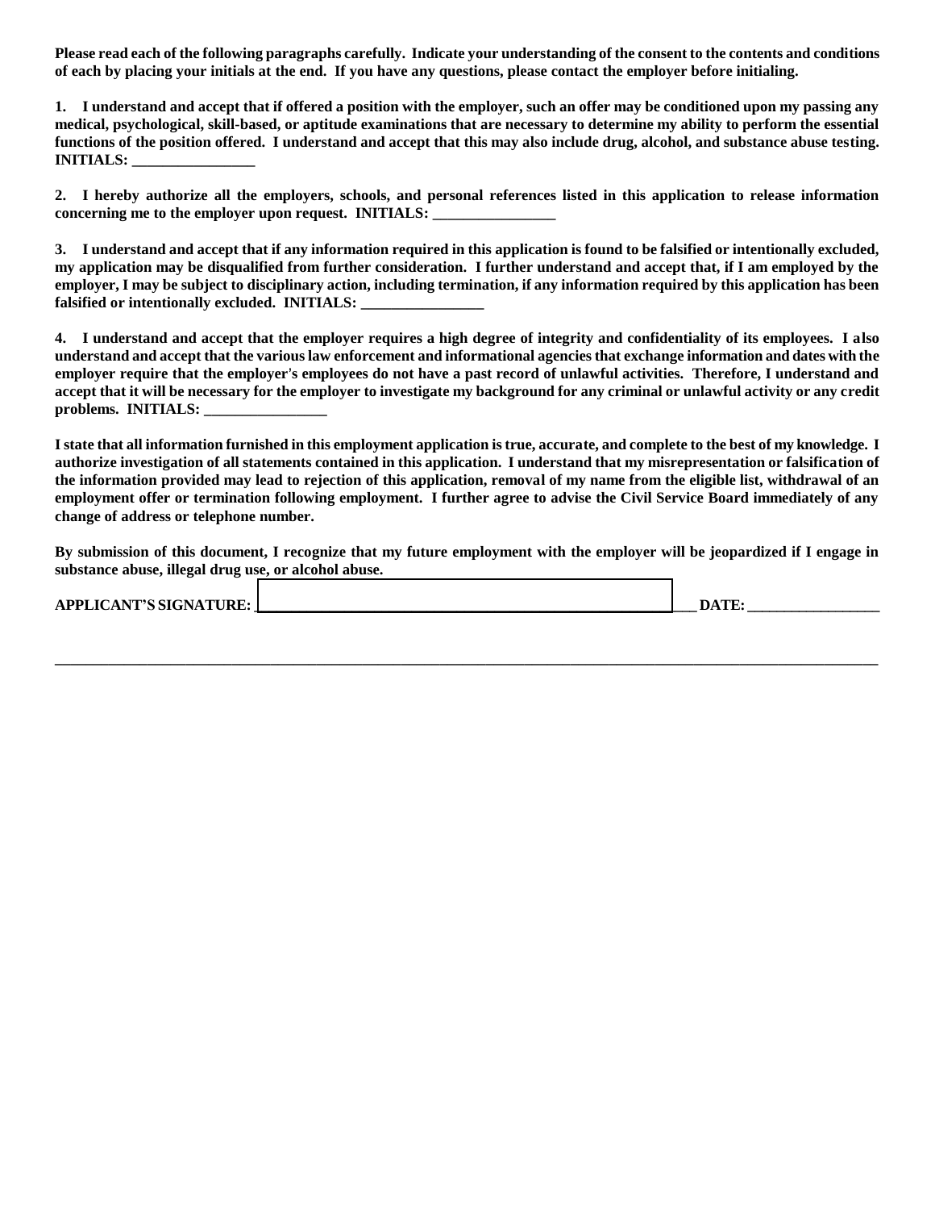**Please read each of the following paragraphs carefully. Indicate your understanding of the consent to the contents and conditions of each by placing your initials at the end. If you have any questions, please contact the employer before initialing.**

**1. I understand and accept that if offered a position with the employer, such an offer may be conditioned upon my passing any medical, psychological, skill-based, or aptitude examinations that are necessary to determine my ability to perform the essential functions of the position offered. I understand and accept that this may also include drug, alcohol, and substance abuse testing. INITIALS: ________________**

**2. I hereby authorize all the employers, schools, and personal references listed in this application to release information concerning me to the employer upon request. INITIALS: ________________**

**3. I understand and accept that if any information required in this application is found to be falsified or intentionally excluded, my application may be disqualified from further consideration. I further understand and accept that, if I am employed by the employer, I may be subject to disciplinary action, including termination, if any information required by this application has been falsified or intentionally excluded. INITIALS: ________________**

**4. I understand and accept that the employer requires a high degree of integrity and confidentiality of its employees. I also understand and accept that the various law enforcement and informational agencies that exchange information and dates with the employer require that the employer's employees do not have a past record of unlawful activities. Therefore, I understand and accept that it will be necessary for the employer to investigate my background for any criminal or unlawful activity or any credit problems. INITIALS: ________________**

**I state that all information furnished in this employment application is true, accurate, and complete to the best of my knowledge. I authorize investigation of all statements contained in this application. I understand that my misrepresentation or falsification of the information provided may lead to rejection of this application, removal of my name from the eligible list, withdrawal of an employment offer or termination following employment. I further agree to advise the Civil Service Board immediately of any change of address or telephone number.**

**By submission of this document, I recognize that my future employment with the employer will be jeopardized if I engage in substance abuse, illegal drug use, or alcohol abuse.**

**APPLICANT'S SIGNATURE: ____________________________________________________________ DATE: __________________**